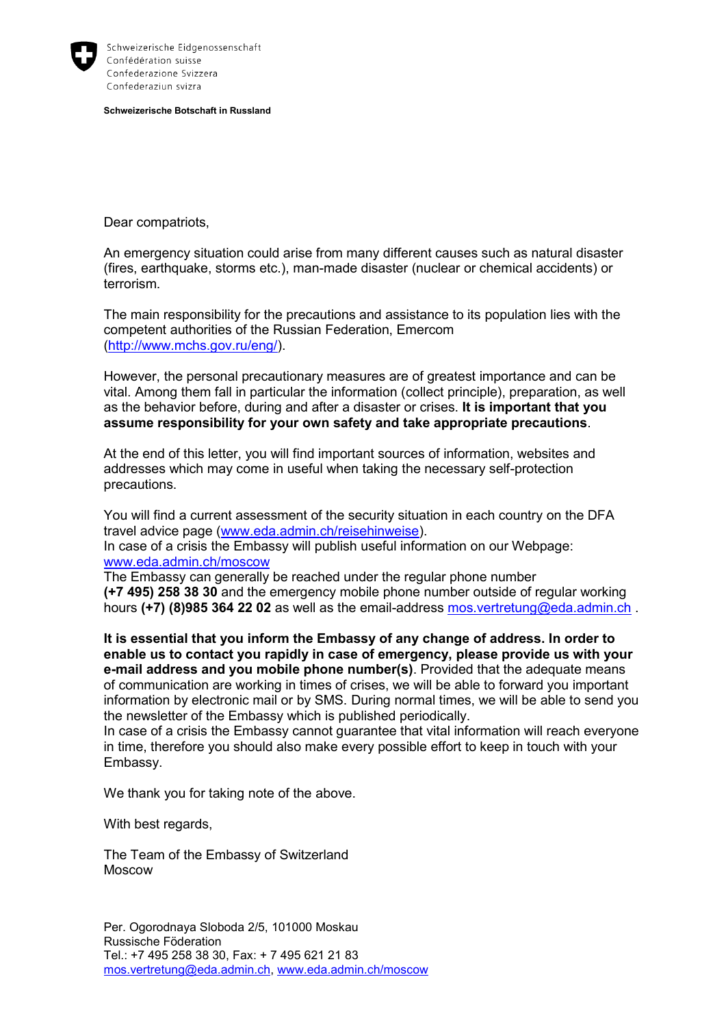Schweizerische Eidgenossenschaft
Confédération suisse
Confederazione Svizzera
Confederaziun svizra

**Schweizerische Botschaft in Russland**

Dear compatriots,

An emergency situation could arise from many different causes such as natural disaster (fires, earthquake, storms etc.), man-made disaster (nuclear or chemical accidents) or terrorism.

The main responsibility for the precautions and assistance to its population lies with the competent authorities of the Russian Federation, Emercom (http://www.mchs.gov.ru/eng/).

However, the personal precautionary measures are of greatest importance and can be vital. Among them fall in particular the information (collect principle), preparation, as well as the behavior before, during and after a disaster or crises. **It is important that you assume responsibility for your own safety and take appropriate precautions**.

At the end of this letter, you will find important sources of information, websites and addresses which may come in useful when taking the necessary self-protection precautions.

You will find a current assessment of the security situation in each country on the DFA travel advice page (www.eda.admin.ch/reisehinweise).
In case of a crisis the Embassy will publish useful information on our Webpage: www.eda.admin.ch/moscow
The Embassy can generally be reached under the regular phone number **(+7 495) 258 38 30** and the emergency mobile phone number outside of regular working hours **(+7) (8)985 364 22 02** as well as the email-address mos.vertretung@eda.admin.ch .

**It is essential that you inform the Embassy of any change of address. In order to enable us to contact you rapidly in case of emergency, please provide us with your e-mail address and you mobile phone number(s)**. Provided that the adequate means of communication are working in times of crises, we will be able to forward you important information by electronic mail or by SMS. During normal times, we will be able to send you the newsletter of the Embassy which is published periodically.
In case of a crisis the Embassy cannot guarantee that vital information will reach everyone in time, therefore you should also make every possible effort to keep in touch with your Embassy.

We thank you for taking note of the above.

With best regards,

The Team of the Embassy of Switzerland
Moscow

Per. Ogorodnaya Sloboda 2/5, 101000 Moskau
Russische Föderation
Tel.: +7 495 258 38 30, Fax: + 7 495 621 21 83
mos.vertretung@eda.admin.ch, www.eda.admin.ch/moscow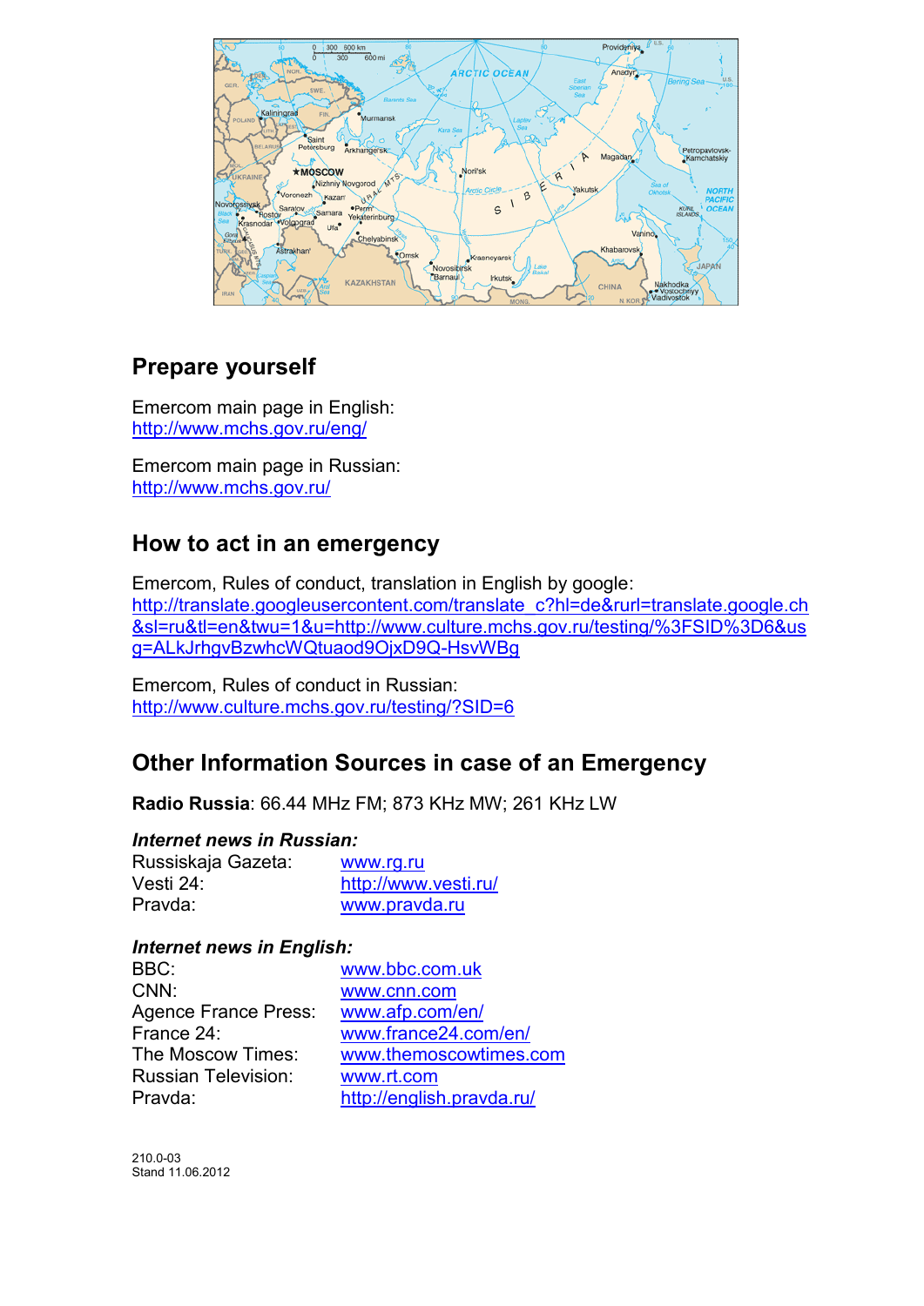## Prepare yourself

Emercom main page in English:
http://www.mchs.gov.ru/eng/

Emercom main page in Russian:
http://www.mchs.gov.ru/

## How to act in an emergency

Emercom, Rules of conduct, translation in English by google:
http://translate.googleusercontent.com/translate_c?hl=de&rurl=translate.google.ch&sl=ru&tl=en&twu=1&u=http://www.culture.mchs.gov.ru/testing/%3FSID%3D6&usg=ALkJrhgvBzwhcWQtuaod9OjxD9Q-HsvWBg

Emercom, Rules of conduct in Russian:
http://www.culture.mchs.gov.ru/testing/?SID=6

## Other Information Sources in case of an Emergency

**Radio Russia**: 66.44 MHz FM; 873 KHz MW; 261 KHz LW

***Internet news in Russian:***

| | |
|---|---|
| Russiskaja Gazeta: | www.rg.ru |
| Vesti 24: | http://www.vesti.ru/ |
| Pravda: | www.pravda.ru |

***Internet news in English:***

| | |
|---|---|
| BBC: | www.bbc.com.uk |
| CNN: | www.cnn.com |
| Agence France Press: | www.afp.com/en/ |
| France 24: | www.france24.com/en/ |
| The Moscow Times: | www.themoscowtimes.com |
| Russian Television: | www.rt.com |
| Pravda: | http://english.pravda.ru/ |

210.0-03
Stand 11.06.2012